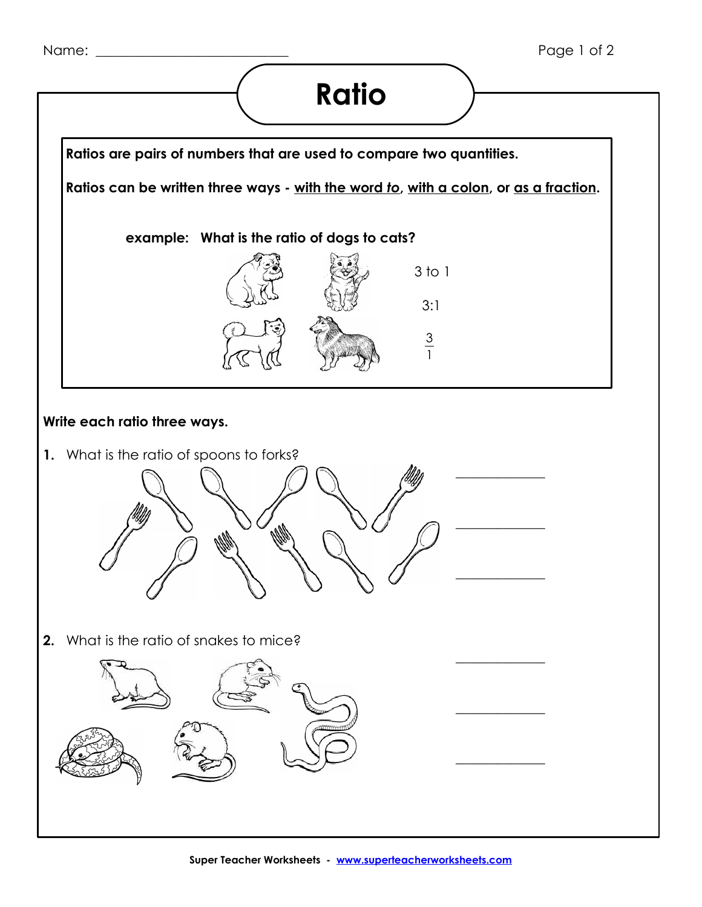Name: ___________________________

# Ratio

**Ratios are pairs of numbers that are used to compare two quantities.**

**Ratios can be written three ways - <u>with the word *to*</u>, <u>with a colon</u>, or <u>as a fraction</u>.**

**example: What is the ratio of dogs to cats?**

3 to 1

3:1

$\frac{3}{1}$

**Write each ratio three ways.**

**1.** What is the ratio of spoons to forks?

_____________

_____________

_____________

**2.** What is the ratio of snakes to mice?

_____________

_____________

_____________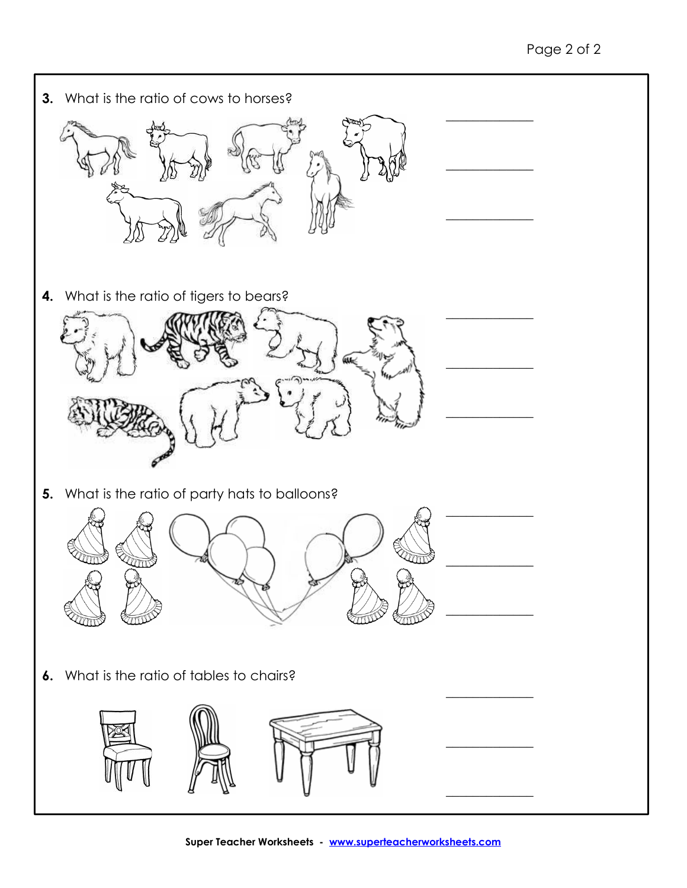3. What is the ratio of cows to horses?

_______________

_______________

_______________

4. What is the ratio of tigers to bears?

_______________

_______________

_______________

5. What is the ratio of party hats to balloons?

_______________

_______________

_______________

6. What is the ratio of tables to chairs?

_______________

_______________

_______________

**Super Teacher Worksheets - www.superteacherworksheets.com**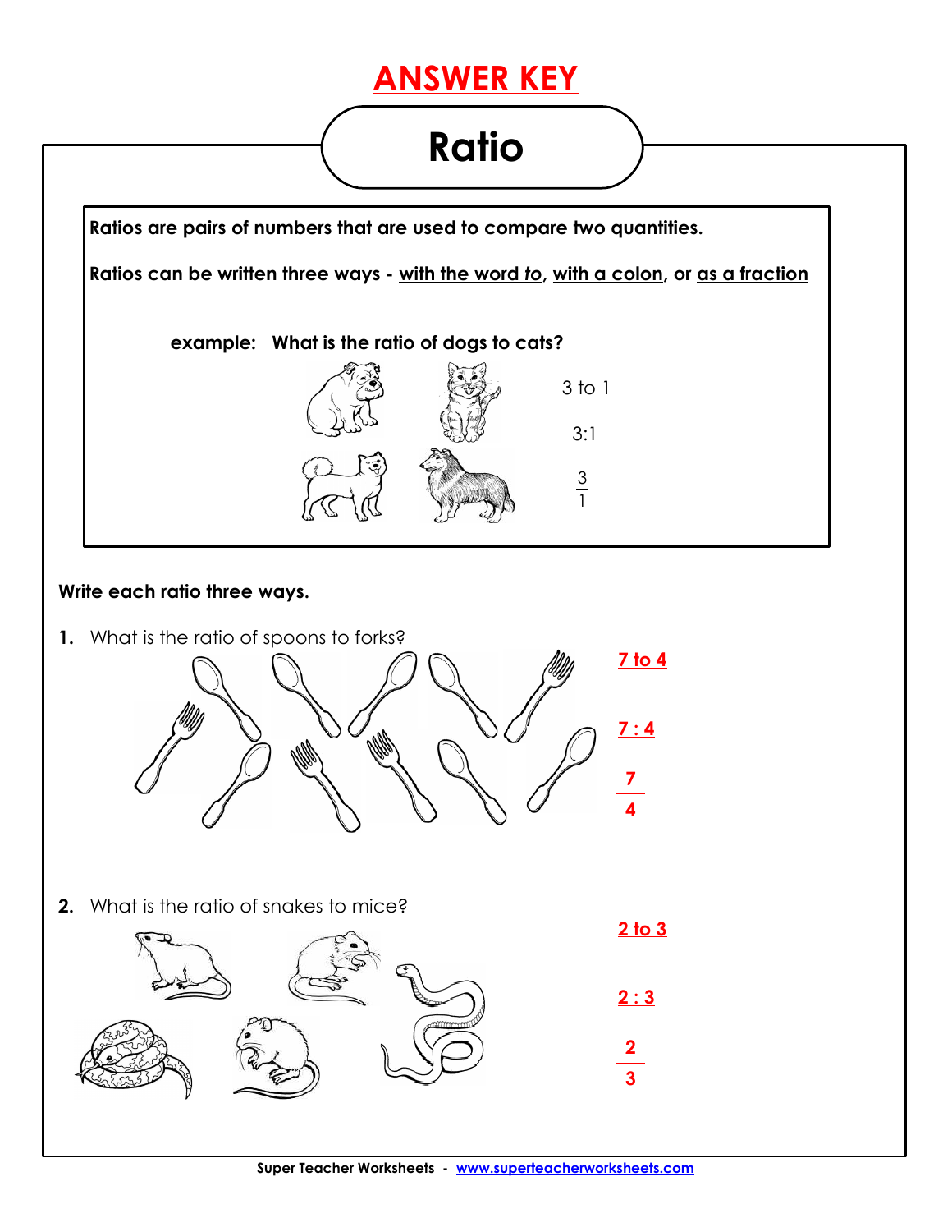# ANSWER KEY

## Ratio

**Ratios are pairs of numbers that are used to compare two quantities.**

**Ratios can be written three ways - with the word *to*, with a colon, or as a fraction**

**example: What is the ratio of dogs to cats?**

3 to 1

3:1

$\frac{3}{1}$

**Write each ratio three ways.**

**1.** What is the ratio of spoons to forks?

**7 to 4**

**7 : 4**

$\frac{7}{4}$

**2.** What is the ratio of snakes to mice?

**2 to 3**

**2 : 3**

$\frac{2}{3}$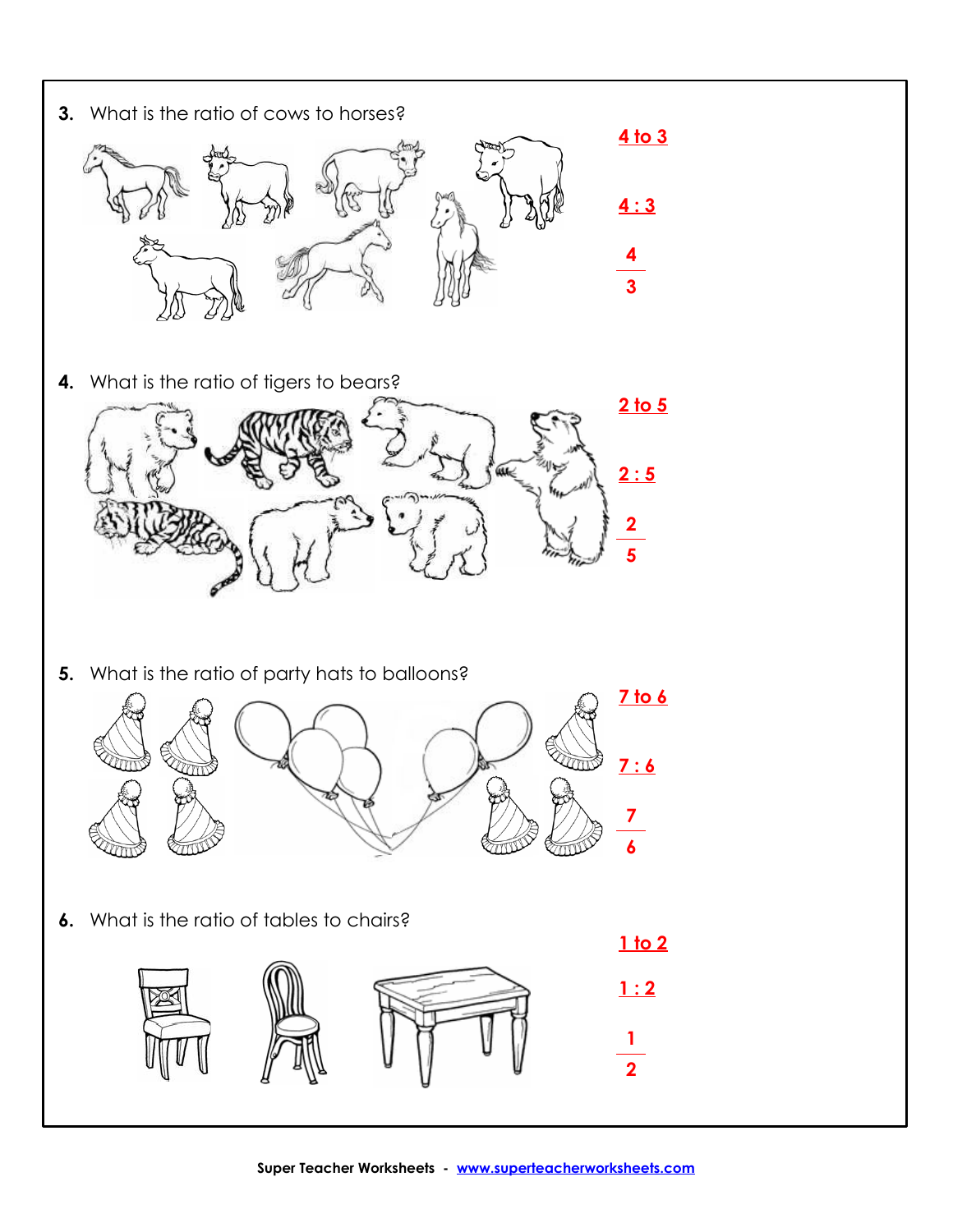3. What is the ratio of cows to horses?

4 to 3

4 : 3

$\frac{4}{3}$

4. What is the ratio of tigers to bears?

2 to 5

2 : 5

$\frac{2}{5}$

5. What is the ratio of party hats to balloons?

7 to 6

7 : 6

$\frac{7}{6}$

6. What is the ratio of tables to chairs?

1 to 2

1 : 2

$\frac{1}{2}$